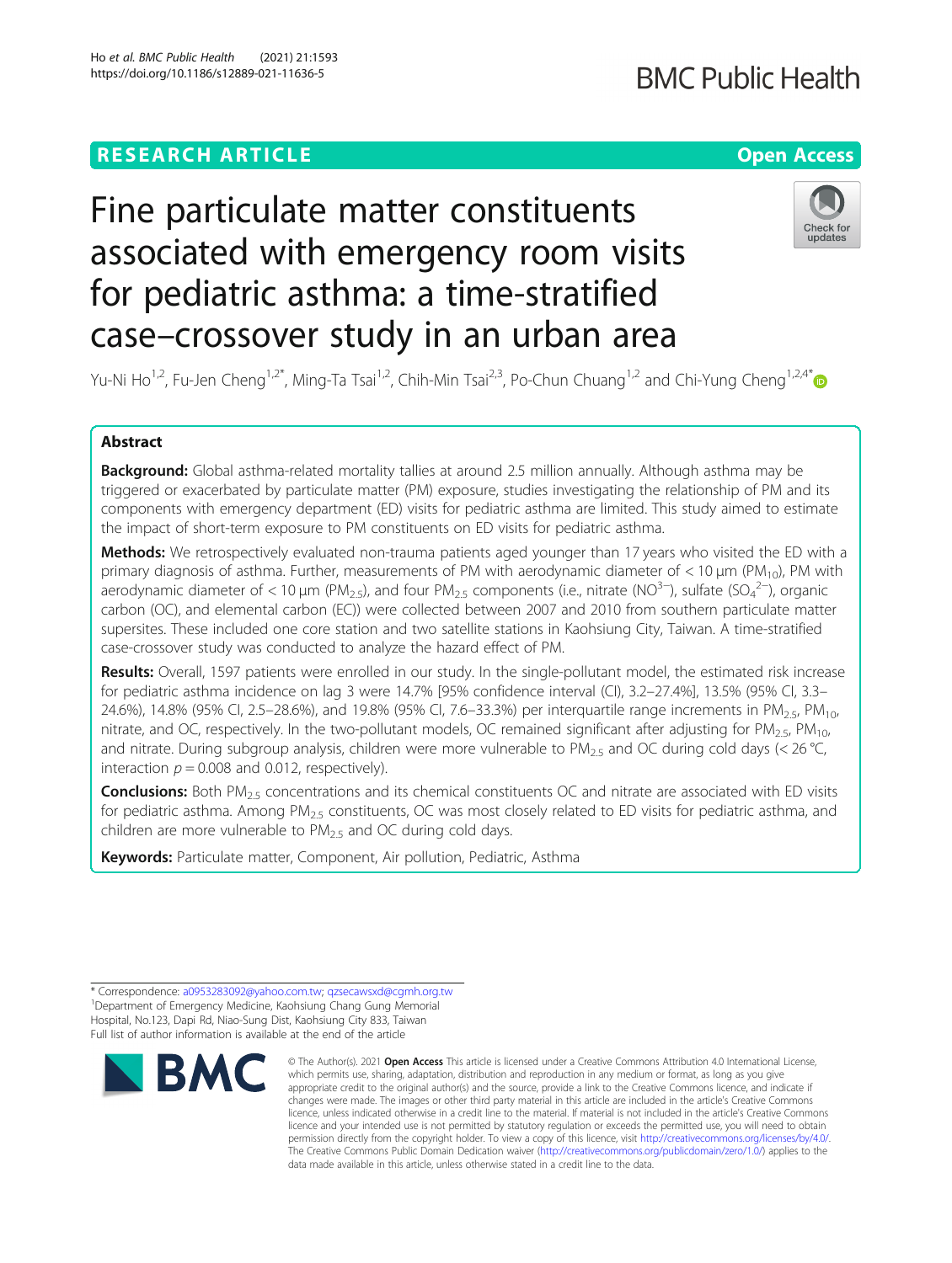RESEARCH ARTICLE

Open Access

# Fine particulate matter constituents associated with emergency room visits for pediatric asthma: a time-stratified case–crossover study in an urban area

Yu-Ni Ho[1,2], Fu-Jen Cheng[1,2*], Ming-Ta Tsai[1,2], Chih-Min Tsai[2,3], Po-Chun Chuang[1,2] and Chi-Yung Cheng[1,2,4*]

## Abstract

**Background:** Global asthma-related mortality tallies at around 2.5 million annually. Although asthma may be triggered or exacerbated by particulate matter (PM) exposure, studies investigating the relationship of PM and its components with emergency department (ED) visits for pediatric asthma are limited. This study aimed to estimate the impact of short-term exposure to PM constituents on ED visits for pediatric asthma.

**Methods:** We retrospectively evaluated non-trauma patients aged younger than 17 years who visited the ED with a primary diagnosis of asthma. Further, measurements of PM with aerodynamic diameter of < 10 μm ($PM_{10}$), PM with aerodynamic diameter of < 10 μm ($PM_{2.5}$), and four $PM_{2.5}$ components (i.e., nitrate ($NO^{3-}$), sulfate ($SO_4^{2-}$), organic carbon (OC), and elemental carbon (EC)) were collected between 2007 and 2010 from southern particulate matter supersites. These included one core station and two satellite stations in Kaohsiung City, Taiwan. A time-stratified case-crossover study was conducted to analyze the hazard effect of PM.

**Results:** Overall, 1597 patients were enrolled in our study. In the single-pollutant model, the estimated risk increase for pediatric asthma incidence on lag 3 were 14.7% [95% confidence interval (CI), 3.2–27.4%], 13.5% (95% CI, 3.3–24.6%), 14.8% (95% CI, 2.5–28.6%), and 19.8% (95% CI, 7.6–33.3%) per interquartile range increments in $PM_{2.5}$, $PM_{10}$, nitrate, and OC, respectively. In the two-pollutant models, OC remained significant after adjusting for $PM_{2.5}$, $PM_{10}$, and nitrate. During subgroup analysis, children were more vulnerable to $PM_{2.5}$ and OC during cold days (< 26 °C, interaction $p = 0.008$ and 0.012, respectively).

**Conclusions:** Both $PM_{2.5}$ concentrations and its chemical constituents OC and nitrate are associated with ED visits for pediatric asthma. Among $PM_{2.5}$ constituents, OC was most closely related to ED visits for pediatric asthma, and children are more vulnerable to $PM_{2.5}$ and OC during cold days.

**Keywords:** Particulate matter, Component, Air pollution, Pediatric, Asthma

\* Correspondence: a0953283092@yahoo.com.tw; qzsecawsxd@cgmh.org.tw
[1]Department of Emergency Medicine, Kaohsiung Chang Gung Memorial Hospital, No.123, Dapi Rd, Niao-Sung Dist, Kaohsiung City 833, Taiwan
Full list of author information is available at the end of the article

© The Author(s). 2021 **Open Access** This article is licensed under a Creative Commons Attribution 4.0 International License, which permits use, sharing, adaptation, distribution and reproduction in any medium or format, as long as you give appropriate credit to the original author(s) and the source, provide a link to the Creative Commons licence, and indicate if changes were made. The images or other third party material in this article are included in the article's Creative Commons licence, unless indicated otherwise in a credit line to the material. If material is not included in the article's Creative Commons licence and your intended use is not permitted by statutory regulation or exceeds the permitted use, you will need to obtain permission directly from the copyright holder. To view a copy of this licence, visit http://creativecommons.org/licenses/by/4.0/. The Creative Commons Public Domain Dedication waiver (http://creativecommons.org/publicdomain/zero/1.0/) applies to the data made available in this article, unless otherwise stated in a credit line to the data.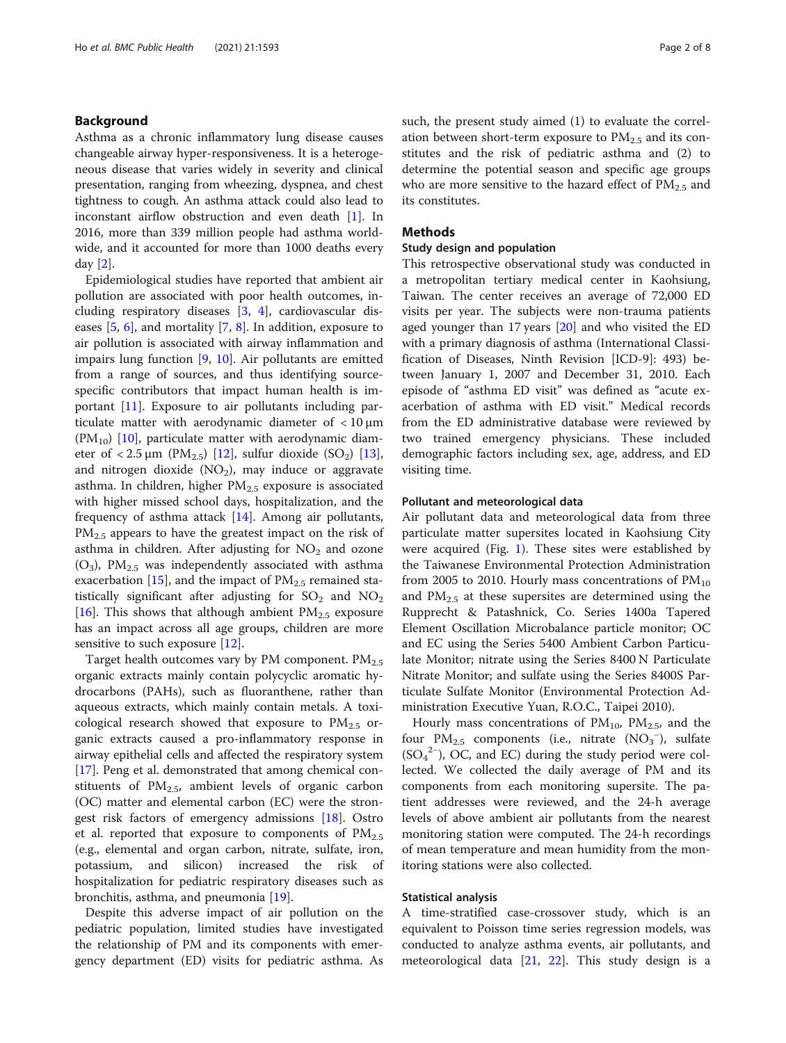## Background

Asthma as a chronic inflammatory lung disease causes changeable airway hyper-responsiveness. It is a heterogeneous disease that varies widely in severity and clinical presentation, ranging from wheezing, dyspnea, and chest tightness to cough. An asthma attack could also lead to inconstant airflow obstruction and even death [1]. In 2016, more than 339 million people had asthma worldwide, and it accounted for more than 1000 deaths every day [2].

Epidemiological studies have reported that ambient air pollution are associated with poor health outcomes, including respiratory diseases [3, 4], cardiovascular diseases [5, 6], and mortality [7, 8]. In addition, exposure to air pollution is associated with airway inflammation and impairs lung function [9, 10]. Air pollutants are emitted from a range of sources, and thus identifying source-specific contributors that impact human health is important [11]. Exposure to air pollutants including particulate matter with aerodynamic diameter of < 10 μm ($PM_{10}$) [10], particulate matter with aerodynamic diameter of < 2.5 μm ($PM_{2.5}$) [12], sulfur dioxide ($SO_2$) [13], and nitrogen dioxide ($NO_2$), may induce or aggravate asthma. In children, higher $PM_{2.5}$ exposure is associated with higher missed school days, hospitalization, and the frequency of asthma attack [14]. Among air pollutants, $PM_{2.5}$ appears to have the greatest impact on the risk of asthma in children. After adjusting for $NO_2$ and ozone ($O_3$), $PM_{2.5}$ was independently associated with asthma exacerbation [15], and the impact of $PM_{2.5}$ remained statistically significant after adjusting for $SO_2$ and $NO_2$ [16]. This shows that although ambient $PM_{2.5}$ exposure has an impact across all age groups, children are more sensitive to such exposure [12].

Target health outcomes vary by PM component. $PM_{2.5}$ organic extracts mainly contain polycyclic aromatic hydrocarbons (PAHs), such as fluoranthene, rather than aqueous extracts, which mainly contain metals. A toxicological research showed that exposure to $PM_{2.5}$ organic extracts caused a pro-inflammatory response in airway epithelial cells and affected the respiratory system [17]. Peng et al. demonstrated that among chemical constituents of $PM_{2.5}$, ambient levels of organic carbon (OC) matter and elemental carbon (EC) were the strongest risk factors of emergency admissions [18]. Ostro et al. reported that exposure to components of $PM_{2.5}$ (e.g., elemental and organ carbon, nitrate, sulfate, iron, potassium, and silicon) increased the risk of hospitalization for pediatric respiratory diseases such as bronchitis, asthma, and pneumonia [19].

Despite this adverse impact of air pollution on the pediatric population, limited studies have investigated the relationship of PM and its components with emergency department (ED) visits for pediatric asthma. As such, the present study aimed (1) to evaluate the correlation between short-term exposure to $PM_{2.5}$ and its constitutes and the risk of pediatric asthma and (2) to determine the potential season and specific age groups who are more sensitive to the hazard effect of $PM_{2.5}$ and its constitutes.

## Methods

### Study design and population

This retrospective observational study was conducted in a metropolitan tertiary medical center in Kaohsiung, Taiwan. The center receives an average of 72,000 ED visits per year. The subjects were non-trauma patients aged younger than 17 years [20] and who visited the ED with a primary diagnosis of asthma (International Classification of Diseases, Ninth Revision [ICD-9]: 493) between January 1, 2007 and December 31, 2010. Each episode of "asthma ED visit" was defined as "acute exacerbation of asthma with ED visit." Medical records from the ED administrative database were reviewed by two trained emergency physicians. These included demographic factors including sex, age, address, and ED visiting time.

### Pollutant and meteorological data

Air pollutant data and meteorological data from three particulate matter supersites located in Kaohsiung City were acquired (Fig. 1). These sites were established by the Taiwanese Environmental Protection Administration from 2005 to 2010. Hourly mass concentrations of $PM_{10}$ and $PM_{2.5}$ at these supersites are determined using the Rupprecht & Patashnick, Co. Series 1400a Tapered Element Oscillation Microbalance particle monitor; OC and EC using the Series 5400 Ambient Carbon Particulate Monitor; nitrate using the Series 8400 N Particulate Nitrate Monitor; and sulfate using the Series 8400S Particulate Sulfate Monitor (Environmental Protection Administration Executive Yuan, R.O.C., Taipei 2010).

Hourly mass concentrations of $PM_{10}$, $PM_{2.5}$, and the four $PM_{2.5}$ components (i.e., nitrate ($NO_3^-$), sulfate ($SO_4^{2-}$), OC, and EC) during the study period were collected. We collected the daily average of PM and its components from each monitoring supersite. The patient addresses were reviewed, and the 24-h average levels of above ambient air pollutants from the nearest monitoring station were computed. The 24-h recordings of mean temperature and mean humidity from the monitoring stations were also collected.

### Statistical analysis

A time-stratified case-crossover study, which is an equivalent to Poisson time series regression models, was conducted to analyze asthma events, air pollutants, and meteorological data [21, 22]. This study design is a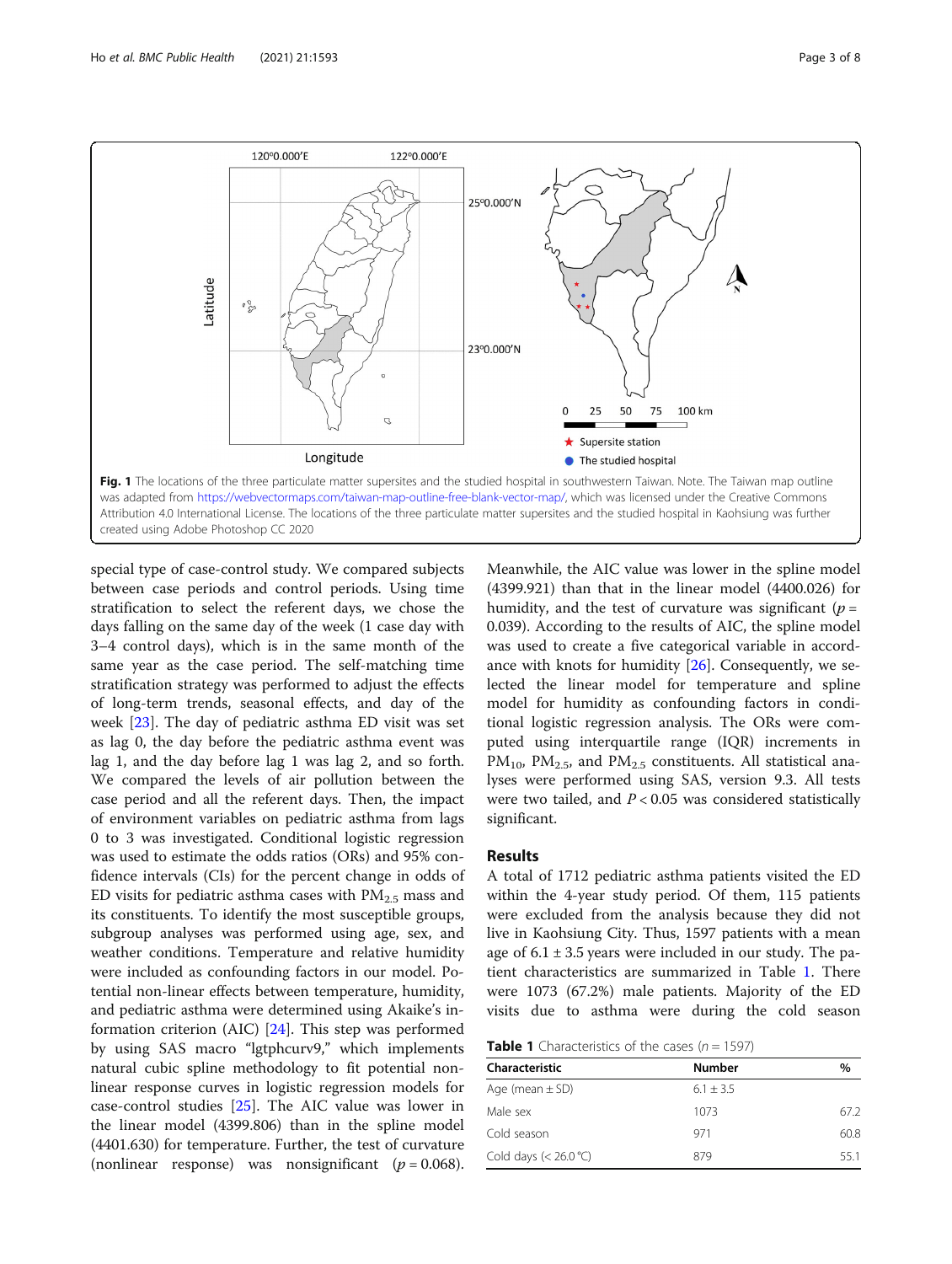Fig. 1 The locations of the three particulate matter supersites and the studied hospital in southwestern Taiwan. Note. The Taiwan map outline was adapted from https://webvectormaps.com/taiwan-map-outline-free-blank-vector-map/, which was licensed under the Creative Commons Attribution 4.0 International License. The locations of the three particulate matter supersites and the studied hospital in Kaohsiung was further created using Adobe Photoshop CC 2020

special type of case-control study. We compared subjects between case periods and control periods. Using time stratification to select the referent days, we chose the days falling on the same day of the week (1 case day with 3–4 control days), which is in the same month of the same year as the case period. The self-matching time stratification strategy was performed to adjust the effects of long-term trends, seasonal effects, and day of the week [23]. The day of pediatric asthma ED visit was set as lag 0, the day before the pediatric asthma event was lag 1, and the day before lag 1 was lag 2, and so forth. We compared the levels of air pollution between the case period and all the referent days. Then, the impact of environment variables on pediatric asthma from lags 0 to 3 was investigated. Conditional logistic regression was used to estimate the odds ratios (ORs) and 95% confidence intervals (CIs) for the percent change in odds of ED visits for pediatric asthma cases with $PM_{2.5}$ mass and its constituents. To identify the most susceptible groups, subgroup analyses was performed using age, sex, and weather conditions. Temperature and relative humidity were included as confounding factors in our model. Potential non-linear effects between temperature, humidity, and pediatric asthma were determined using Akaike's information criterion (AIC) [24]. This step was performed by using SAS macro "lgtphcurv9," which implements natural cubic spline methodology to fit potential nonlinear response curves in logistic regression models for case-control studies [25]. The AIC value was lower in the linear model (4399.806) than in the spline model (4401.630) for temperature. Further, the test of curvature (nonlinear response) was nonsignificant ($p = 0.068$). Meanwhile, the AIC value was lower in the spline model (4399.921) than that in the linear model (4400.026) for humidity, and the test of curvature was significant ($p = 0.039$). According to the results of AIC, the spline model was used to create a five categorical variable in accordance with knots for humidity [26]. Consequently, we selected the linear model for temperature and spline model for humidity as confounding factors in conditional logistic regression analysis. The ORs were computed using interquartile range (IQR) increments in $PM_{10}$, $PM_{2.5}$, and $PM_{2.5}$ constituents. All statistical analyses were performed using SAS, version 9.3. All tests were two tailed, and $P < 0.05$ was considered statistically significant.

## Results

A total of 1712 pediatric asthma patients visited the ED within the 4-year study period. Of them, 115 patients were excluded from the analysis because they did not live in Kaohsiung City. Thus, 1597 patients with a mean age of 6.1 ± 3.5 years were included in our study. The patient characteristics are summarized in Table 1. There were 1073 (67.2%) male patients. Majority of the ED visits due to asthma were during the cold season

**Table 1** Characteristics of the cases ($n = 1597$)

| Characteristic | Number | % |
|---|---|---|
| Age (mean ± SD) | 6.1 ± 3.5 | |
| Male sex | 1073 | 67.2 |
| Cold season | 971 | 60.8 |
| Cold days (< 26.0 °C) | 879 | 55.1 |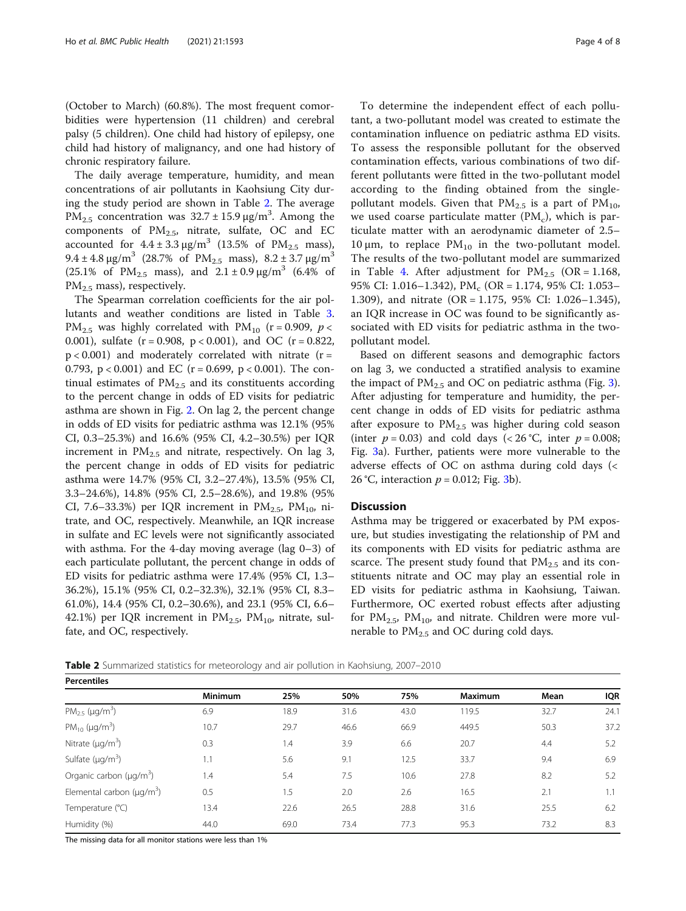(October to March) (60.8%). The most frequent comorbidities were hypertension (11 children) and cerebral palsy (5 children). One child had history of epilepsy, one child had history of malignancy, and one had history of chronic respiratory failure.

The daily average temperature, humidity, and mean concentrations of air pollutants in Kaohsiung City during the study period are shown in Table 2. The average $PM_{2.5}$ concentration was $32.7 \pm 15.9\ \mu g/m^3$. Among the components of $PM_{2.5}$, nitrate, sulfate, OC and EC accounted for $4.4 \pm 3.3\ \mu g/m^3$ (13.5% of $PM_{2.5}$ mass), $9.4 \pm 4.8\ \mu g/m^3$ (28.7% of $PM_{2.5}$ mass), $8.2 \pm 3.7\ \mu g/m^3$ (25.1% of $PM_{2.5}$ mass), and $2.1 \pm 0.9\ \mu g/m^3$ (6.4% of $PM_{2.5}$ mass), respectively.

The Spearman correlation coefficients for the air pollutants and weather conditions are listed in Table 3. $PM_{2.5}$ was highly correlated with $PM_{10}$ ($r = 0.909$, $p < 0.001$), sulfate ($r = 0.908$, $p < 0.001$), and OC ($r = 0.822$, $p < 0.001$) and moderately correlated with nitrate ($r = 0.793$, $p < 0.001$) and EC ($r = 0.699$, $p < 0.001$). The continual estimates of $PM_{2.5}$ and its constituents according to the percent change in odds of ED visits for pediatric asthma are shown in Fig. 2. On lag 2, the percent change in odds of ED visits for pediatric asthma was 12.1% (95% CI, 0.3–25.3%) and 16.6% (95% CI, 4.2–30.5%) per IQR increment in $PM_{2.5}$ and nitrate, respectively. On lag 3, the percent change in odds of ED visits for pediatric asthma were 14.7% (95% CI, 3.2–27.4%), 13.5% (95% CI, 3.3–24.6%), 14.8% (95% CI, 2.5–28.6%), and 19.8% (95% CI, 7.6–33.3%) per IQR increment in $PM_{2.5}$, $PM_{10}$, nitrate, and OC, respectively. Meanwhile, an IQR increase in sulfate and EC levels were not significantly associated with asthma. For the 4-day moving average (lag 0–3) of each particulate pollutant, the percent change in odds of ED visits for pediatric asthma were 17.4% (95% CI, 1.3–36.2%), 15.1% (95% CI, 0.2–32.3%), 32.1% (95% CI, 8.3–61.0%), 14.4 (95% CI, 0.2–30.6%), and 23.1 (95% CI, 6.6–42.1%) per IQR increment in $PM_{2.5}$, $PM_{10}$, nitrate, sulfate, and OC, respectively.

To determine the independent effect of each pollutant, a two-pollutant model was created to estimate the contamination influence on pediatric asthma ED visits. To assess the responsible pollutant for the observed contamination effects, various combinations of two different pollutants were fitted in the two-pollutant model according to the finding obtained from the single-pollutant models. Given that $PM_{2.5}$ is a part of $PM_{10}$, we used coarse particulate matter ($PM_c$), which is particulate matter with an aerodynamic diameter of 2.5–10 μm, to replace $PM_{10}$ in the two-pollutant model. The results of the two-pollutant model are summarized in Table 4. After adjustment for $PM_{2.5}$ (OR = 1.168, 95% CI: 1.016–1.342), $PM_c$ (OR = 1.174, 95% CI: 1.053–1.309), and nitrate (OR = 1.175, 95% CI: 1.026–1.345), an IQR increase in OC was found to be significantly associated with ED visits for pediatric asthma in the two-pollutant model.

Based on different seasons and demographic factors on lag 3, we conducted a stratified analysis to examine the impact of $PM_{2.5}$ and OC on pediatric asthma (Fig. 3). After adjusting for temperature and humidity, the percent change in odds of ED visits for pediatric asthma after exposure to $PM_{2.5}$ was higher during cold season (inter $p = 0.03$) and cold days (< 26 °C, inter $p = 0.008$; Fig. 3a). Further, patients were more vulnerable to the adverse effects of OC on asthma during cold days (< 26 °C, interaction $p = 0.012$; Fig. 3b).

## Discussion

Asthma may be triggered or exacerbated by PM exposure, but studies investigating the relationship of PM and its components with ED visits for pediatric asthma are scarce. The present study found that $PM_{2.5}$ and its constituents nitrate and OC may play an essential role in ED visits for pediatric asthma in Kaohsiung, Taiwan. Furthermore, OC exerted robust effects after adjusting for $PM_{2.5}$, $PM_{10}$, and nitrate. Children were more vulnerable to $PM_{2.5}$ and OC during cold days.

**Table 2** Summarized statistics for meteorology and air pollution in Kaohsiung, 2007–2010

| Percentiles | | | | | | | |
|---|---|---|---|---|---|---|---|
| | Minimum | 25% | 50% | 75% | Maximum | Mean | IQR |
| $PM_{2.5}$ ($\mu g/m^3$) | 6.9 | 18.9 | 31.6 | 43.0 | 119.5 | 32.7 | 24.1 |
| $PM_{10}$ ($\mu g/m^3$) | 10.7 | 29.7 | 46.6 | 66.9 | 449.5 | 50.3 | 37.2 |
| Nitrate ($\mu g/m^3$) | 0.3 | 1.4 | 3.9 | 6.6 | 20.7 | 4.4 | 5.2 |
| Sulfate ($\mu g/m^3$) | 1.1 | 5.6 | 9.1 | 12.5 | 33.7 | 9.4 | 6.9 |
| Organic carbon ($\mu g/m^3$) | 1.4 | 5.4 | 7.5 | 10.6 | 27.8 | 8.2 | 5.2 |
| Elemental carbon ($\mu g/m^3$) | 0.5 | 1.5 | 2.0 | 2.6 | 16.5 | 2.1 | 1.1 |
| Temperature (°C) | 13.4 | 22.6 | 26.5 | 28.8 | 31.6 | 25.5 | 6.2 |
| Humidity (%) | 44.0 | 69.0 | 73.4 | 77.3 | 95.3 | 73.2 | 8.3 |

The missing data for all monitor stations were less than 1%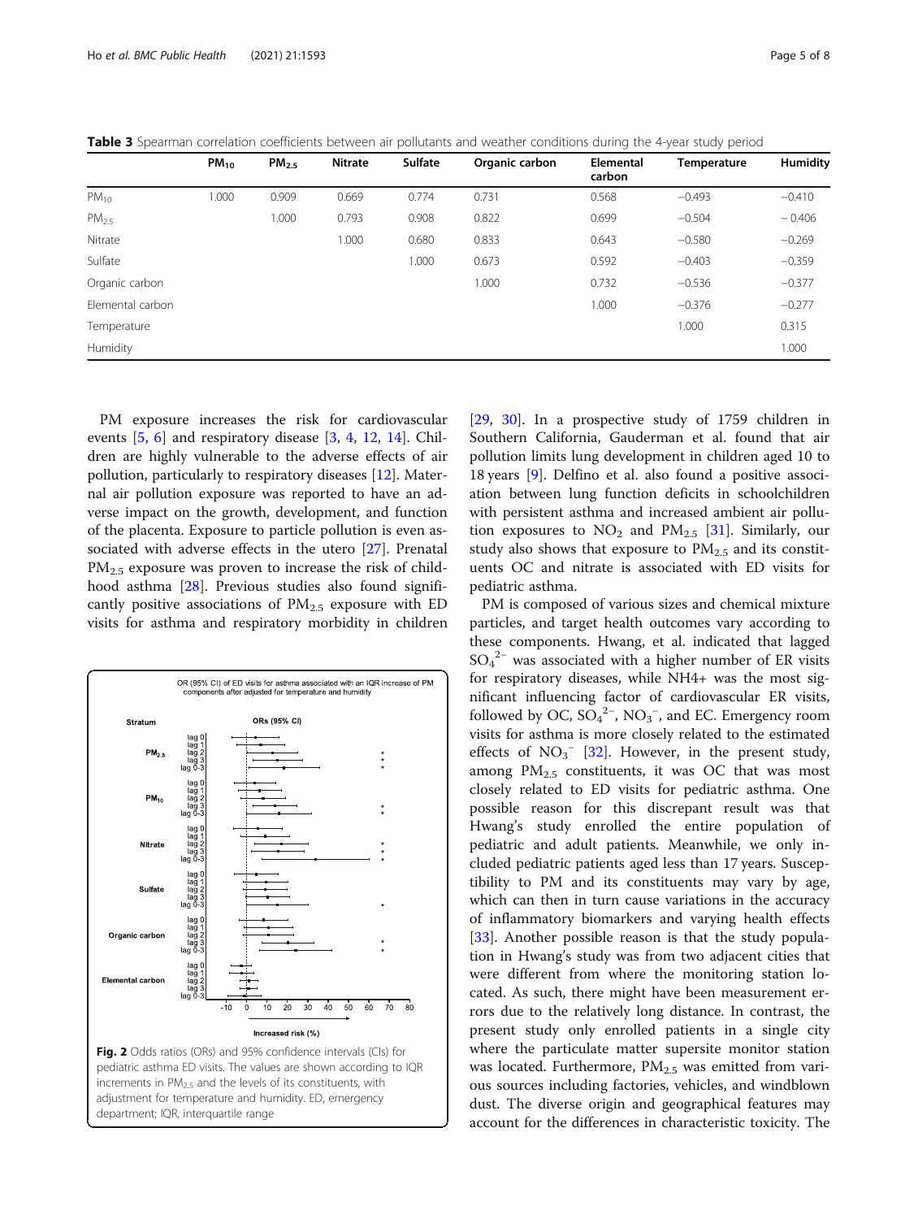**Table 3** Spearman correlation coefficients between air pollutants and weather conditions during the 4-year study period

| | $PM_{10}$ | $PM_{2.5}$ | Nitrate | Sulfate | Organic carbon | Elemental carbon | Temperature | Humidity |
|---|---|---|---|---|---|---|---|---|
| $PM_{10}$ | 1.000 | 0.909 | 0.669 | 0.774 | 0.731 | 0.568 | −0.493 | −0.410 |
| $PM_{2.5}$ | | 1.000 | 0.793 | 0.908 | 0.822 | 0.699 | −0.504 | −0.406 |
| Nitrate | | | 1.000 | 0.680 | 0.833 | 0.643 | −0.580 | −0.269 |
| Sulfate | | | | 1.000 | 0.673 | 0.592 | −0.403 | −0.359 |
| Organic carbon | | | | | 1.000 | 0.732 | −0.536 | −0.377 |
| Elemental carbon | | | | | | 1.000 | −0.376 | −0.277 |
| Temperature | | | | | | | 1.000 | 0.315 |
| Humidity | | | | | | | | 1.000 |

PM exposure increases the risk for cardiovascular events [5, 6] and respiratory disease [3, 4, 12, 14]. Children are highly vulnerable to the adverse effects of air pollution, particularly to respiratory diseases [12]. Maternal air pollution exposure was reported to have an adverse impact on the growth, development, and function of the placenta. Exposure to particle pollution is even associated with adverse effects in the utero [27]. Prenatal $PM_{2.5}$ exposure was proven to increase the risk of childhood asthma [28]. Previous studies also found significantly positive associations of $PM_{2.5}$ exposure with ED visits for asthma and respiratory morbidity in children [29, 30]. In a prospective study of 1759 children in Southern California, Gauderman et al. found that air pollution limits lung development in children aged 10 to 18 years [9]. Delfino et al. also found a positive association between lung function deficits in schoolchildren with persistent asthma and increased ambient air pollution exposures to $NO_2$ and $PM_{2.5}$ [31]. Similarly, our study also shows that exposure to $PM_{2.5}$ and its constituents OC and nitrate is associated with ED visits for pediatric asthma.

**Fig. 2** Odds ratios (ORs) and 95% confidence intervals (CIs) for pediatric asthma ED visits. The values are shown according to IQR increments in $PM_{2.5}$ and the levels of its constituents, with adjustment for temperature and humidity. ED, emergency department; IQR, interquartile range

PM is composed of various sizes and chemical mixture particles, and target health outcomes vary according to these components. Hwang, et al. indicated that lagged $SO_4^{2-}$ was associated with a higher number of ER visits for respiratory diseases, while NH4+ was the most significant influencing factor of cardiovascular ER visits, followed by OC, $SO_4^{2-}$, $NO_3^{-}$, and EC. Emergency room visits for asthma is more closely related to the estimated effects of $NO_3^{-}$ [32]. However, in the present study, among $PM_{2.5}$ constituents, it was OC that was most closely related to ED visits for pediatric asthma. One possible reason for this discrepant result was that Hwang's study enrolled the entire population of pediatric and adult patients. Meanwhile, we only included pediatric patients aged less than 17 years. Susceptibility to PM and its constituents may vary by age, which can then in turn cause variations in the accuracy of inflammatory biomarkers and varying health effects [33]. Another possible reason is that the study population in Hwang's study was from two adjacent cities that were different from where the monitoring station located. As such, there might have been measurement errors due to the relatively long distance. In contrast, the present study only enrolled patients in a single city where the particulate matter supersite monitor station was located. Furthermore, $PM_{2.5}$ was emitted from various sources including factories, vehicles, and windblown dust. The diverse origin and geographical features may account for the differences in characteristic toxicity. The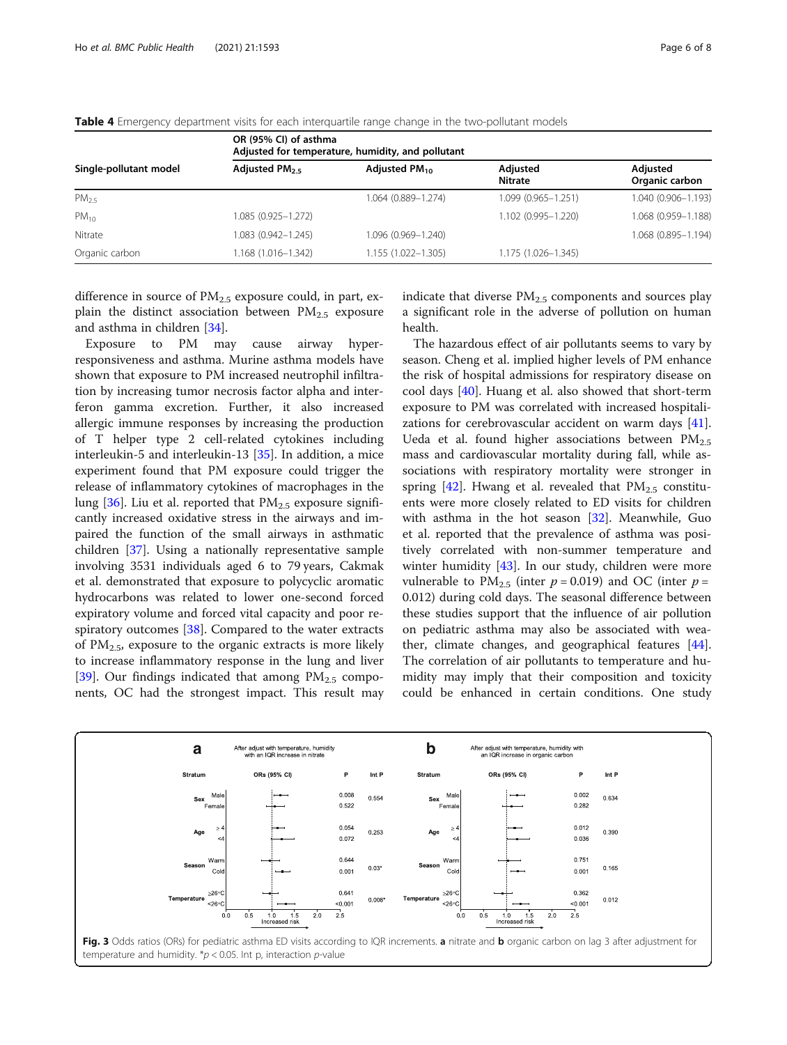**Table 4** Emergency department visits for each interquartile range change in the two-pollutant models

| Single-pollutant model | OR (95% CI) of asthma Adjusted for temperature, humidity, and pollutant | | | |
|---|---|---|---|---|
| | Adjusted $PM_{2.5}$ | Adjusted $PM_{10}$ | Adjusted Nitrate | Adjusted Organic carbon |
| $PM_{2.5}$ | | 1.064 (0.889–1.274) | 1.099 (0.965–1.251) | 1.040 (0.906–1.193) |
| $PM_{10}$ | 1.085 (0.925–1.272) | | 1.102 (0.995–1.220) | 1.068 (0.959–1.188) |
| Nitrate | 1.083 (0.942–1.245) | 1.096 (0.969–1.240) | | 1.068 (0.895–1.194) |
| Organic carbon | 1.168 (1.016–1.342) | 1.155 (1.022–1.305) | 1.175 (1.026–1.345) | |

difference in source of $PM_{2.5}$ exposure could, in part, explain the distinct association between $PM_{2.5}$ exposure and asthma in children [34].

Exposure to PM may cause airway hyper-responsiveness and asthma. Murine asthma models have shown that exposure to PM increased neutrophil infiltration by increasing tumor necrosis factor alpha and interferon gamma excretion. Further, it also increased allergic immune responses by increasing the production of T helper type 2 cell-related cytokines including interleukin-5 and interleukin-13 [35]. In addition, a mice experiment found that PM exposure could trigger the release of inflammatory cytokines of macrophages in the lung [36]. Liu et al. reported that $PM_{2.5}$ exposure significantly increased oxidative stress in the airways and impaired the function of the small airways in asthmatic children [37]. Using a nationally representative sample involving 3531 individuals aged 6 to 79 years, Cakmak et al. demonstrated that exposure to polycyclic aromatic hydrocarbons was related to lower one-second forced expiratory volume and forced vital capacity and poor respiratory outcomes [38]. Compared to the water extracts of $PM_{2.5}$, exposure to the organic extracts is more likely to increase inflammatory response in the lung and liver [39]. Our findings indicated that among $PM_{2.5}$ components, OC had the strongest impact. This result may indicate that diverse $PM_{2.5}$ components and sources play a significant role in the adverse of pollution on human health.

The hazardous effect of air pollutants seems to vary by season. Cheng et al. implied higher levels of PM enhance the risk of hospital admissions for respiratory disease on cool days [40]. Huang et al. also showed that short-term exposure to PM was correlated with increased hospitalizations for cerebrovascular accident on warm days [41]. Ueda et al. found higher associations between $PM_{2.5}$ mass and cardiovascular mortality during fall, while associations with respiratory mortality were stronger in spring [42]. Hwang et al. revealed that $PM_{2.5}$ constituents were more closely related to ED visits for children with asthma in the hot season [32]. Meanwhile, Guo et al. reported that the prevalence of asthma was positively correlated with non-summer temperature and winter humidity [43]. In our study, children were more vulnerable to $PM_{2.5}$ (inter $p = 0.019$) and OC (inter $p = 0.012$) during cold days. The seasonal difference between these studies support that the influence of air pollution on pediatric asthma may also be associated with weather, climate changes, and geographical features [44]. The correlation of air pollutants to temperature and humidity may imply that their composition and toxicity could be enhanced in certain conditions. One study

**Fig. 3** Odds ratios (ORs) for pediatric asthma ED visits according to IQR increments. **a** nitrate and **b** organic carbon on lag 3 after adjustment for temperature and humidity. \*$p < 0.05$. Int p, interaction $p$-value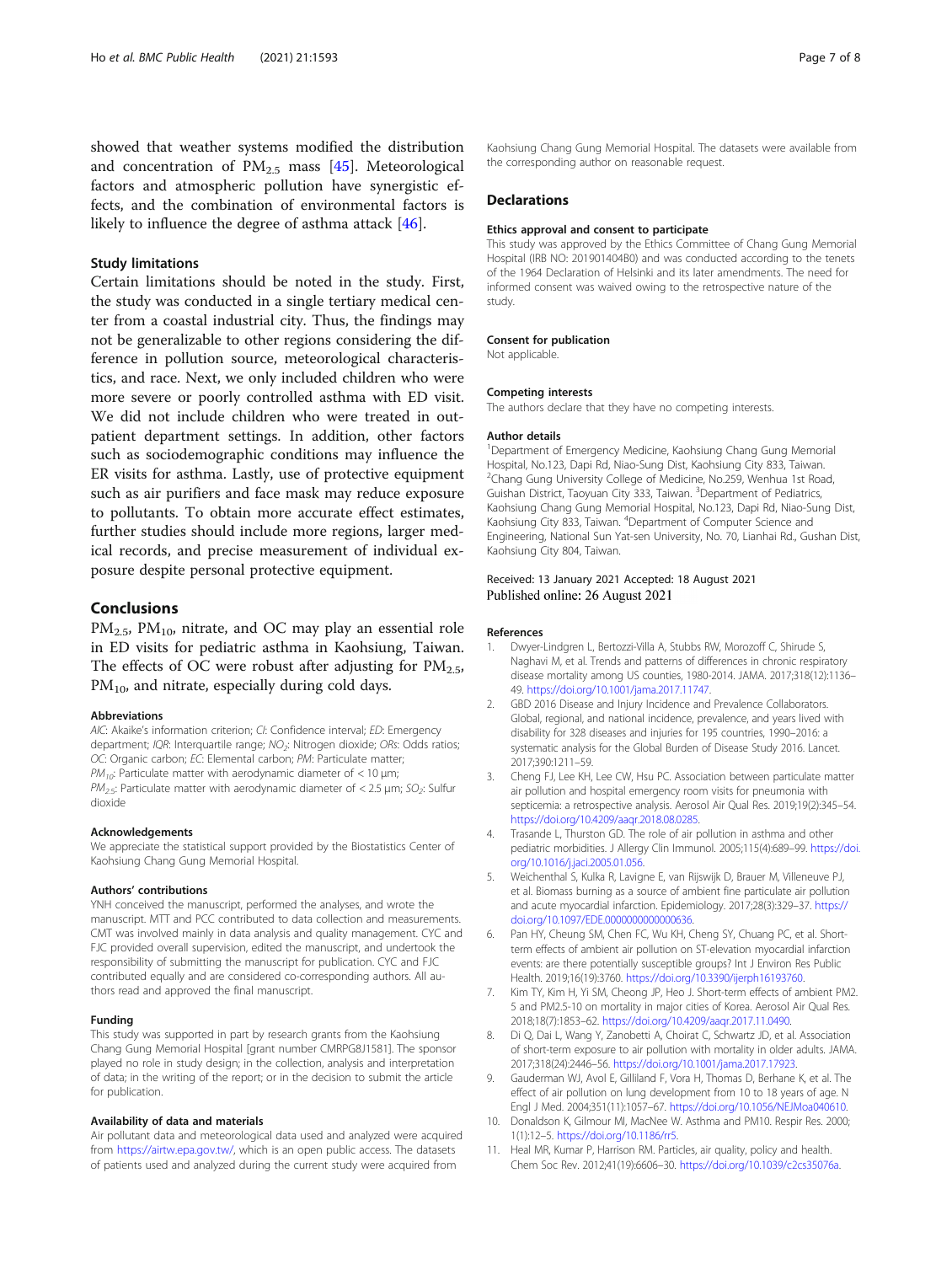showed that weather systems modified the distribution and concentration of $PM_{2.5}$ mass [45]. Meteorological factors and atmospheric pollution have synergistic effects, and the combination of environmental factors is likely to influence the degree of asthma attack [46].

### Study limitations

Certain limitations should be noted in the study. First, the study was conducted in a single tertiary medical center from a coastal industrial city. Thus, the findings may not be generalizable to other regions considering the difference in pollution source, meteorological characteristics, and race. Next, we only included children who were more severe or poorly controlled asthma with ED visit. We did not include children who were treated in outpatient department settings. In addition, other factors such as sociodemographic conditions may influence the ER visits for asthma. Lastly, use of protective equipment such as air purifiers and face mask may reduce exposure to pollutants. To obtain more accurate effect estimates, further studies should include more regions, larger medical records, and precise measurement of individual exposure despite personal protective equipment.

## Conclusions

$PM_{2.5}$, $PM_{10}$, nitrate, and OC may play an essential role in ED visits for pediatric asthma in Kaohsiung, Taiwan. The effects of OC were robust after adjusting for $PM_{2.5}$, $PM_{10}$, and nitrate, especially during cold days.

#### Abbreviations

*AIC*: Akaike's information criterion; *CI*: Confidence interval; *ED*: Emergency department; *IQR*: Interquartile range; $NO_2$: Nitrogen dioxide; *ORs*: Odds ratios; *OC*: Organic carbon; *EC*: Elemental carbon; *PM*: Particulate matter; $PM_{10}$: Particulate matter with aerodynamic diameter of < 10 μm; $PM_{2.5}$: Particulate matter with aerodynamic diameter of < 2.5 μm; $SO_2$: Sulfur dioxide

#### Acknowledgements

We appreciate the statistical support provided by the Biostatistics Center of Kaohsiung Chang Gung Memorial Hospital.

#### Authors' contributions

YNH conceived the manuscript, performed the analyses, and wrote the manuscript. MTT and PCC contributed to data collection and measurements. CMT was involved mainly in data analysis and quality management. CYC and FJC provided overall supervision, edited the manuscript, and undertook the responsibility of submitting the manuscript for publication. CYC and FJC contributed equally and are considered co-corresponding authors. All authors read and approved the final manuscript.

#### Funding

This study was supported in part by research grants from the Kaohsiung Chang Gung Memorial Hospital [grant number CMRPG8J1581]. The sponsor played no role in study design; in the collection, analysis and interpretation of data; in the writing of the report; or in the decision to submit the article for publication.

#### Availability of data and materials

Air pollutant data and meteorological data used and analyzed were acquired from https://airtw.epa.gov.tw/, which is an open public access. The datasets of patients used and analyzed during the current study were acquired from Kaohsiung Chang Gung Memorial Hospital. The datasets were available from the corresponding author on reasonable request.

## Declarations

#### Ethics approval and consent to participate

This study was approved by the Ethics Committee of Chang Gung Memorial Hospital (IRB NO: 201901404B0) and was conducted according to the tenets of the 1964 Declaration of Helsinki and its later amendments. The need for informed consent was waived owing to the retrospective nature of the study.

#### Consent for publication

Not applicable.

#### Competing interests

The authors declare that they have no competing interests.

#### Author details

[1]Department of Emergency Medicine, Kaohsiung Chang Gung Memorial Hospital, No.123, Dapi Rd, Niao-Sung Dist, Kaohsiung City 833, Taiwan. [2]Chang Gung University College of Medicine, No.259, Wenhua 1st Road, Guishan District, Taoyuan City 333, Taiwan. [3]Department of Pediatrics, Kaohsiung Chang Gung Memorial Hospital, No.123, Dapi Rd, Niao-Sung Dist, Kaohsiung City 833, Taiwan. [4]Department of Computer Science and Engineering, National Sun Yat-sen University, No. 70, Lianhai Rd., Gushan Dist, Kaohsiung City 804, Taiwan.

Received: 13 January 2021 Accepted: 18 August 2021
Published online: 26 August 2021

#### References

1. Dwyer-Lindgren L, Bertozzi-Villa A, Stubbs RW, Morozoff C, Shirude S, Naghavi M, et al. Trends and patterns of differences in chronic respiratory disease mortality among US counties, 1980-2014. JAMA. 2017;318(12):1136–49. https://doi.org/10.1001/jama.2017.11747.
2. GBD 2016 Disease and Injury Incidence and Prevalence Collaborators. Global, regional, and national incidence, prevalence, and years lived with disability for 328 diseases and injuries for 195 countries, 1990–2016: a systematic analysis for the Global Burden of Disease Study 2016. Lancet. 2017;390:1211–59.
3. Cheng FJ, Lee KH, Lee CW, Hsu PC. Association between particulate matter air pollution and hospital emergency room visits for pneumonia with septicemia: a retrospective analysis. Aerosol Air Qual Res. 2019;19(2):345–54. https://doi.org/10.4209/aaqr.2018.08.0285.
4. Trasande L, Thurston GD. The role of air pollution in asthma and other pediatric morbidities. J Allergy Clin Immunol. 2005;115(4):689–99. https://doi.org/10.1016/j.jaci.2005.01.056.
5. Weichenthal S, Kulka R, Lavigne E, van Rijswijk D, Brauer M, Villeneuve PJ, et al. Biomass burning as a source of ambient fine particulate air pollution and acute myocardial infarction. Epidemiology. 2017;28(3):329–37. https://doi.org/10.1097/EDE.0000000000000636.
6. Pan HY, Cheung SM, Chen FC, Wu KH, Cheng SY, Chuang PC, et al. Short-term effects of ambient air pollution on ST-elevation myocardial infarction events: are there potentially susceptible groups? Int J Environ Res Public Health. 2019;16(19):3760. https://doi.org/10.3390/ijerph16193760.
7. Kim TY, Kim H, Yi SM, Cheong JP, Heo J. Short-term effects of ambient PM2.5 and PM2.5-10 on mortality in major cities of Korea. Aerosol Air Qual Res. 2018;18(7):1853–62. https://doi.org/10.4209/aaqr.2017.11.0490.
8. Di Q, Dai L, Wang Y, Zanobetti A, Choirat C, Schwartz JD, et al. Association of short-term exposure to air pollution with mortality in older adults. JAMA. 2017;318(24):2446–56. https://doi.org/10.1001/jama.2017.17923.
9. Gauderman WJ, Avol E, Gilliland F, Vora H, Thomas D, Berhane K, et al. The effect of air pollution on lung development from 10 to 18 years of age. N Engl J Med. 2004;351(11):1057–67. https://doi.org/10.1056/NEJMoa040610.
10. Donaldson K, Gilmour MI, MacNee W. Asthma and PM10. Respir Res. 2000;1(1):12–5. https://doi.org/10.1186/rr5.
11. Heal MR, Kumar P, Harrison RM. Particles, air quality, policy and health. Chem Soc Rev. 2012;41(19):6606–30. https://doi.org/10.1039/c2cs35076a.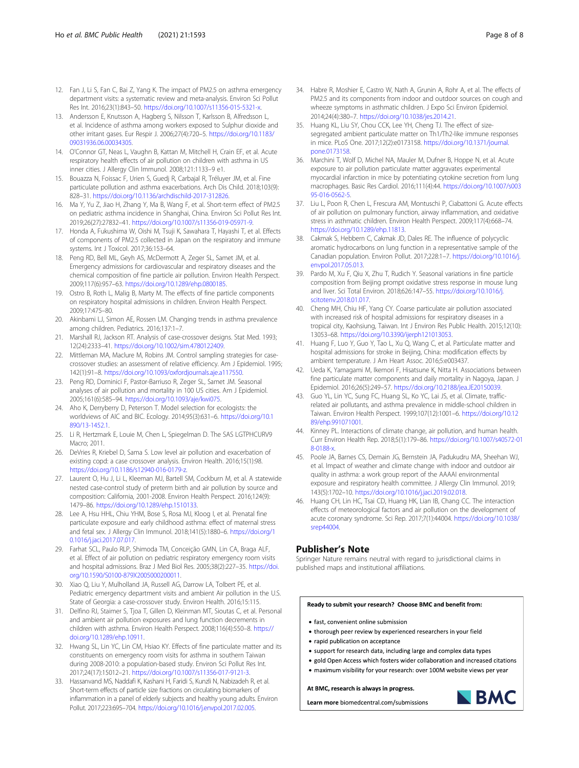12. Fan J, Li S, Fan C, Bai Z, Yang K. The impact of PM2.5 on asthma emergency department visits: a systematic review and meta-analysis. Environ Sci Pollut Res Int. 2016;23(1):843–50. https://doi.org/10.1007/s11356-015-5321-x.
13. Andersson E, Knutsson A, Hagberg S, Nilsson T, Karlsson B, Alfredsson L, et al. Incidence of asthma among workers exposed to Sulphur dioxide and other irritant gases. Eur Respir J. 2006;27(4):720–5. https://doi.org/10.1183/09031936.06.00034305.
14. O'Connor GT, Neas L, Vaughn B, Kattan M, Mitchell H, Crain EF, et al. Acute respiratory health effects of air pollution on children with asthma in US inner cities. J Allergy Clin Immunol. 2008;121:1133–9 e1.
15. Bouazza N, Foissac F, Urien S, Guedj R, Carbajal R, Tréluyer JM, et al. Fine particulate pollution and asthma exacerbations. Arch Dis Child. 2018;103(9):828–31. https://doi.org/10.1136/archdischild-2017-312826.
16. Ma Y, Yu Z, Jiao H, Zhang Y, Ma B, Wang F, et al. Short-term effect of PM2.5 on pediatric asthma incidence in Shanghai, China. Environ Sci Pollut Res Int. 2019;26(27):27832–41. https://doi.org/10.1007/s11356-019-05971-9.
17. Honda A, Fukushima W, Oishi M, Tsuji K, Sawahara T, Hayashi T, et al. Effects of components of PM2.5 collected in Japan on the respiratory and immune systems. Int J Toxicol. 2017;36:153–64.
18. Peng RD, Bell ML, Geyh AS, McDermott A, Zeger SL, Samet JM, et al. Emergency admissions for cardiovascular and respiratory diseases and the chemical composition of fine particle air pollution. Environ Health Perspect. 2009;117(6):957–63. https://doi.org/10.1289/ehp.0800185.
19. Ostro B, Roth L, Malig B, Marty M. The effects of fine particle components on respiratory hospital admissions in children. Environ Health Perspect. 2009;17:475–80.
20. Akinbami LJ, Simon AE, Rossen LM. Changing trends in asthma prevalence among children. Pediatrics. 2016;137:1–7.
21. Marshall RJ, Jackson RT. Analysis of case-crossover designs. Stat Med. 1993; 12(24):2333–41. https://doi.org/10.1002/sim.4780122409.
22. Mittleman MA, Maclure M, Robins JM. Control sampling strategies for case-crossover studies: an assessment of relative efficiency. Am J Epidemiol. 1995; 142(1):91–8. https://doi.org/10.1093/oxfordjournals.aje.a117550.
23. Peng RD, Dominici F, Pastor-Barriuso R, Zeger SL, Samet JM. Seasonal analyses of air pollution and mortality in 100 US cities. Am J Epidemiol. 2005;161(6):585–94. https://doi.org/10.1093/aje/kwi075.
24. Aho K, Derryberry D, Peterson T. Model selection for ecologists: the worldviews of AIC and BIC. Ecology. 2014;95(3):631–6. https://doi.org/10.1890/13-1452.1.
25. Li R, Hertzmark E, Louie M, Chen L, Spiegelman D. The SAS LGTPHCURV9 Macro; 2011.
26. DeVries R, Kriebel D, Sama S. Low level air pollution and exacerbation of existing copd: a case crossover analysis. Environ Health. 2016;15(1):98. https://doi.org/10.1186/s12940-016-0179-z.
27. Laurent O, Hu J, Li L, Kleeman MJ, Bartell SM, Cockburn M, et al. A statewide nested case-control study of preterm birth and air pollution by source and composition: California, 2001-2008. Environ Health Perspect. 2016;124(9):1479–86. https://doi.org/10.1289/ehp.1510133.
28. Lee A, Hsu HHL, Chiu YHM, Bose S, Rosa MJ, Kloog I, et al. Prenatal fine particulate exposure and early childhood asthma: effect of maternal stress and fetal sex. J Allergy Clin Immunol. 2018;141(5):1880–6. https://doi.org/10.1016/j.jaci.2017.07.017.
29. Farhat SCL, Paulo RLP, Shimoda TM, Conceição GMN, Lin CA, Braga ALF, et al. Effect of air pollution on pediatric respiratory emergency room visits and hospital admissions. Braz J Med Biol Res. 2005;38(2):227–35. https://doi.org/10.1590/S0100-879X2005000200011.
30. Xiao Q, Liu Y, Mulholland JA, Russell AG, Darrow LA, Tolbert PE, et al. Pediatric emergency department visits and ambient air pollution in the U.S. State of Georgia: a case-crossover study. Environ Health. 2016;15:115.
31. Delfino RJ, Staimer S, Tjoa T, Gillen D, Kleinman MT, Sioutas C, et al. Personal and ambient air pollution exposures and lung function decrements in children with asthma. Environ Health Perspect. 2008;116(4):550–8. https://doi.org/10.1289/ehp.10911.
32. Hwang SL, Lin YC, Lin CM, Hsiao KY. Effects of fine particulate matter and its constituents on emergency room visits for asthma in southern Taiwan during 2008-2010: a population-based study. Environ Sci Pollut Res Int. 2017;24(17):15012–21. https://doi.org/10.1007/s11356-017-9121-3.
33. Hassanvand MS, Naddafi K, Kashani H, Faridi S, Kunzli N, Nabizadeh R, et al. Short-term effects of particle size fractions on circulating biomarkers of inflammation in a panel of elderly subjects and healthy young adults. Environ Pollut. 2017;223:695–704. https://doi.org/10.1016/j.envpol.2017.02.005.
34. Habre R, Moshier E, Castro W, Nath A, Grunin A, Rohr A, et al. The effects of PM2.5 and its components from indoor and outdoor sources on cough and wheeze symptoms in asthmatic children. J Expo Sci Environ Epidemiol. 2014;24(4):380–7. https://doi.org/10.1038/jes.2014.21.
35. Huang KL, Liu SY, Chou CCK, Lee YH, Cheng TJ. The effect of size-segregated ambient particulate matter on Th1/Th2-like immune responses in mice. PLoS One. 2017;12(2):e0173158. https://doi.org/10.1371/journal.pone.0173158.
36. Marchini T, Wolf D, Michel NA, Mauler M, Dufner B, Hoppe N, et al. Acute exposure to air pollution particulate matter aggravates experimental myocardial infarction in mice by potentiating cytokine secretion from lung macrophages. Basic Res Cardiol. 2016;111(4):44. https://doi.org/10.1007/s00395-016-0562-5.
37. Liu L, Poon R, Chen L, Frescura AM, Montuschi P, Ciabattoni G. Acute effects of air pollution on pulmonary function, airway inflammation, and oxidative stress in asthmatic children. Environ Health Perspect. 2009;117(4):668–74. https://doi.org/10.1289/ehp.11813.
38. Cakmak S, Hebbern C, Cakmak JD, Dales RE. The influence of polycyclic aromatic hydrocarbons on lung function in a representative sample of the Canadian population. Environ Pollut. 2017;228:1–7. https://doi.org/10.1016/j.envpol.2017.05.013.
39. Pardo M, Xu F, Qiu X, Zhu T, Rudich Y. Seasonal variations in fine particle composition from Beijing prompt oxidative stress response in mouse lung and liver. Sci Total Environ. 2018;626:147–55. https://doi.org/10.1016/j.scitotenv.2018.01.017.
40. Cheng MH, Chiu HF, Yang CY. Coarse particulate air pollution associated with increased risk of hospital admissions for respiratory diseases in a tropical city, Kaohsiung, Taiwan. Int J Environ Res Public Health. 2015;12(10):13053–68. https://doi.org/10.3390/ijerph121013053.
41. Huang F, Luo Y, Guo Y, Tao L, Xu Q, Wang C, et al. Particulate matter and hospital admissions for stroke in Beijing, China: modification effects by ambient temperature. J Am Heart Assoc. 2016;5:e003437.
42. Ueda K, Yamagami M, Ikemori F, Hisatsune K, Nitta H. Associations between fine particulate matter components and daily mortality in Nagoya, Japan. J Epidemiol. 2016;26(5):249–57. https://doi.org/10.2188/jea.JE20150039.
43. Guo YL, Lin YC, Sung FC, Huang SL, Ko YC, Lai JS, et al. Climate, traffic-related air pollutants, and asthma prevalence in middle-school children in Taiwan. Environ Health Perspect. 1999;107(12):1001–6. https://doi.org/10.1289/ehp.991071001.
44. Kinney PL. Interactions of climate change, air pollution, and human health. Curr Environ Health Rep. 2018;5(1):179–86. https://doi.org/10.1007/s40572-018-0188-x.
45. Poole JA, Barnes CS, Demain JG, Bernstein JA, Padukudru MA, Sheehan WJ, et al. Impact of weather and climate change with indoor and outdoor air quality in asthma: a work group report of the AAAAI environmental exposure and respiratory health committee. J Allergy Clin Immunol. 2019; 143(5):1702–10. https://doi.org/10.1016/j.jaci.2019.02.018.
46. Huang CH, Lin HC, Tsai CD, Huang HK, Lian IB, Chang CC. The interaction effects of meteorological factors and air pollution on the development of acute coronary syndrome. Sci Rep. 2017;7(1):44004. https://doi.org/10.1038/srep44004.

## Publisher's Note

Springer Nature remains neutral with regard to jurisdictional claims in published maps and institutional affiliations.

**Ready to submit your research? Choose BMC and benefit from:**

- fast, convenient online submission
- thorough peer review by experienced researchers in your field
- rapid publication on acceptance
- support for research data, including large and complex data types
- gold Open Access which fosters wider collaboration and increased citations
- maximum visibility for your research: over 100M website views per year

**At BMC, research is always in progress.**

**Learn more** biomedcentral.com/submissions